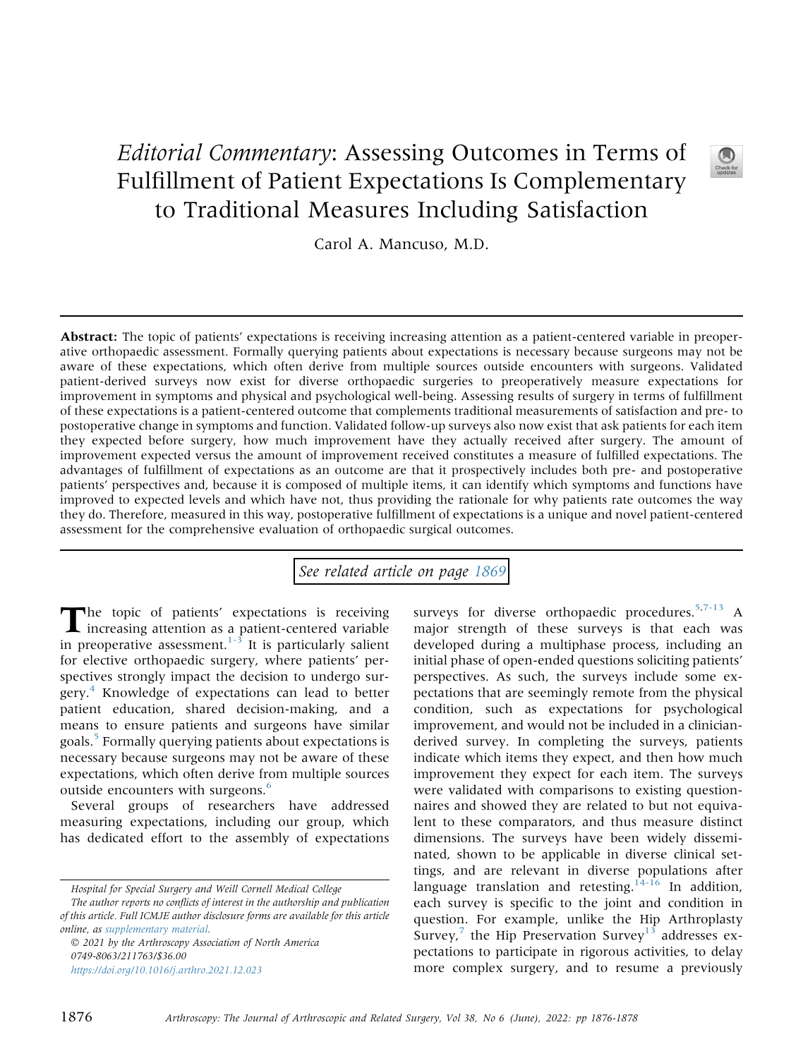# *Editorial Commentary*: Assessing Outcomes in Terms of Fulfillment of Patient Expectations Is Complementary to Traditional Measures Including Satisfaction

Carol A. Mancuso, M.D.

**Abstract:** The topic of patients' expectations is receiving increasing attention as a patient-centered variable in preoperative orthopaedic assessment. Formally querying patients about expectations is necessary because surgeons may not be aware of these expectations, which often derive from multiple sources outside encounters with surgeons. Validated patient-derived surveys now exist for diverse orthopaedic surgeries to preoperatively measure expectations for improvement in symptoms and physical and psychological well-being. Assessing results of surgery in terms of fulfillment of these expectations is a patient-centered outcome that complements traditional measurements of satisfaction and pre- to postoperative change in symptoms and function. Validated follow-up surveys also now exist that ask patients for each item they expected before surgery, how much improvement have they actually received after surgery. The amount of improvement expected versus the amount of improvement received constitutes a measure of fulfilled expectations. The advantages of fulfillment of expectations as an outcome are that it prospectively includes both pre- and postoperative patients' perspectives and, because it is composed of multiple items, it can identify which symptoms and functions have improved to expected levels and which have not, thus providing the rationale for why patients rate outcomes the way they do. Therefore, measured in this way, postoperative fulfillment of expectations is a unique and novel patient-centered assessment for the comprehensive evaluation of orthopaedic surgical outcomes.

*See related article on page 1869*

The topic of patients' expectations is receiving increasing attention as a patient-centered variable in preoperative assessment.[1-3] It is particularly salient for elective orthopaedic surgery, where patients' perspectives strongly impact the decision to undergo surgery.[4] Knowledge of expectations can lead to better patient education, shared decision-making, and a means to ensure patients and surgeons have similar goals.[5] Formally querying patients about expectations is necessary because surgeons may not be aware of these expectations, which often derive from multiple sources outside encounters with surgeons.[6]

Several groups of researchers have addressed measuring expectations, including our group, which has dedicated effort to the assembly of expectations surveys for diverse orthopaedic procedures.[5,7-13] A major strength of these surveys is that each was developed during a multiphase process, including an initial phase of open-ended questions soliciting patients' perspectives. As such, the surveys include some expectations that are seemingly remote from the physical condition, such as expectations for psychological improvement, and would not be included in a clinician-derived survey. In completing the surveys, patients indicate which items they expect, and then how much improvement they expect for each item. The surveys were validated with comparisons to existing questionnaires and showed they are related to but not equivalent to these comparators, and thus measure distinct dimensions. The surveys have been widely disseminated, shown to be applicable in diverse clinical settings, and are relevant in diverse populations after language translation and retesting.[14-16] In addition, each survey is specific to the joint and condition in question. For example, unlike the Hip Arthroplasty Survey,[7] the Hip Preservation Survey[13] addresses expectations to participate in rigorous activities, to delay more complex surgery, and to resume a previously

*Hospital for Special Surgery and Weill Cornell Medical College*

*The author reports no conflicts of interest in the authorship and publication of this article. Full ICMJE author disclosure forms are available for this article online, as supplementary material.*

© 2021 by the Arthroscopy Association of North America

0749-8063/211763/$36.00

https://doi.org/10.1016/j.arthro.2021.12.023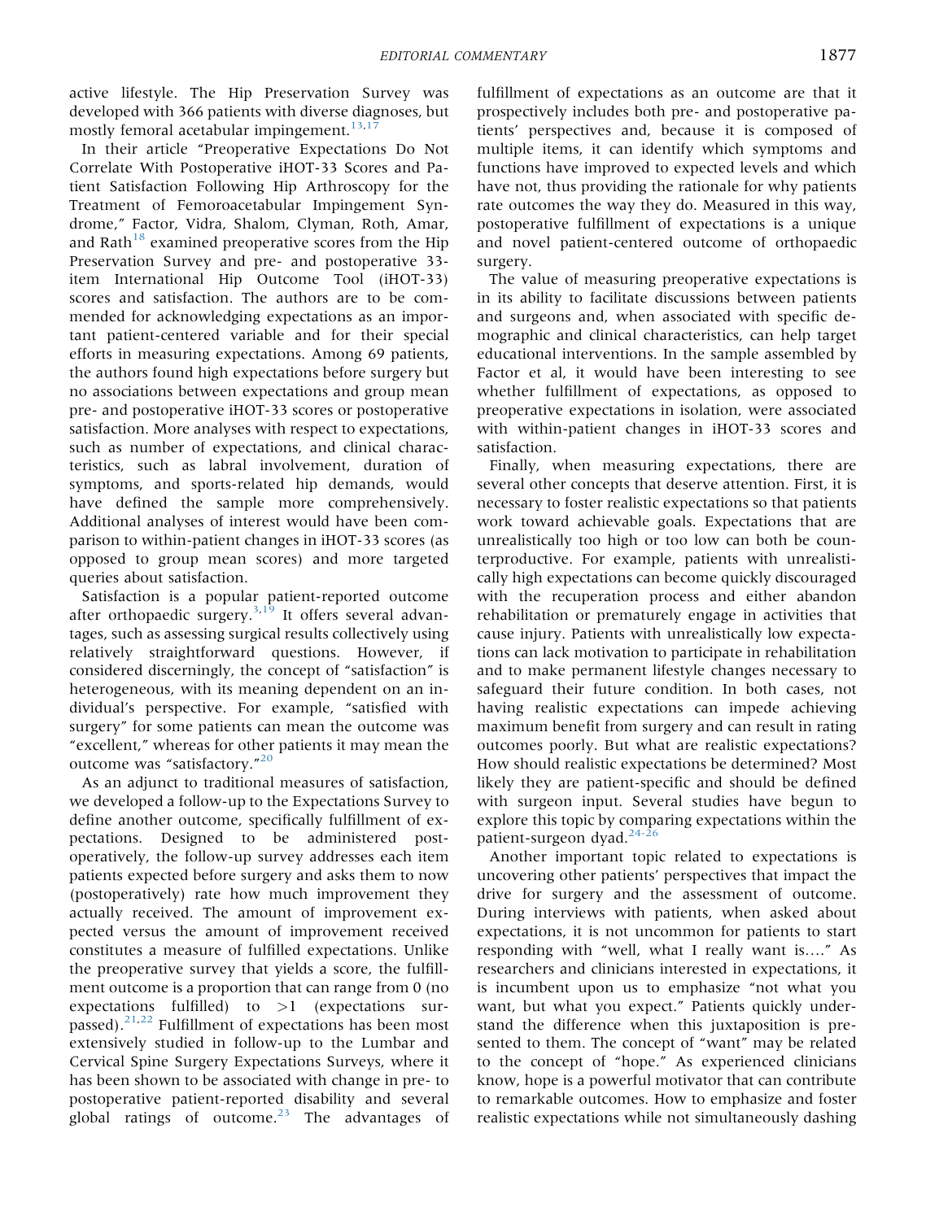active lifestyle. The Hip Preservation Survey was developed with 366 patients with diverse diagnoses, but mostly femoral acetabular impingement.[13,17]

In their article "Preoperative Expectations Do Not Correlate With Postoperative iHOT-33 Scores and Patient Satisfaction Following Hip Arthroscopy for the Treatment of Femoroacetabular Impingement Syndrome," Factor, Vidra, Shalom, Clyman, Roth, Amar, and Rath[18] examined preoperative scores from the Hip Preservation Survey and pre- and postoperative 33-item International Hip Outcome Tool (iHOT-33) scores and satisfaction. The authors are to be commended for acknowledging expectations as an important patient-centered variable and for their special efforts in measuring expectations. Among 69 patients, the authors found high expectations before surgery but no associations between expectations and group mean pre- and postoperative iHOT-33 scores or postoperative satisfaction. More analyses with respect to expectations, such as number of expectations, and clinical characteristics, such as labral involvement, duration of symptoms, and sports-related hip demands, would have defined the sample more comprehensively. Additional analyses of interest would have been comparison to within-patient changes in iHOT-33 scores (as opposed to group mean scores) and more targeted queries about satisfaction.

Satisfaction is a popular patient-reported outcome after orthopaedic surgery.[3,19] It offers several advantages, such as assessing surgical results collectively using relatively straightforward questions. However, if considered discerningly, the concept of "satisfaction" is heterogeneous, with its meaning dependent on an individual's perspective. For example, "satisfied with surgery" for some patients can mean the outcome was "excellent," whereas for other patients it may mean the outcome was "satisfactory."[20]

As an adjunct to traditional measures of satisfaction, we developed a follow-up to the Expectations Survey to define another outcome, specifically fulfillment of expectations. Designed to be administered postoperatively, the follow-up survey addresses each item patients expected before surgery and asks them to now (postoperatively) rate how much improvement they actually received. The amount of improvement expected versus the amount of improvement received constitutes a measure of fulfilled expectations. Unlike the preoperative survey that yields a score, the fulfillment outcome is a proportion that can range from 0 (no expectations fulfilled) to >1 (expectations surpassed).[21,22] Fulfillment of expectations has been most extensively studied in follow-up to the Lumbar and Cervical Spine Surgery Expectations Surveys, where it has been shown to be associated with change in pre- to postoperative patient-reported disability and several global ratings of outcome.[23] The advantages of fulfillment of expectations as an outcome are that it prospectively includes both pre- and postoperative patients' perspectives and, because it is composed of multiple items, it can identify which symptoms and functions have improved to expected levels and which have not, thus providing the rationale for why patients rate outcomes the way they do. Measured in this way, postoperative fulfillment of expectations is a unique and novel patient-centered outcome of orthopaedic surgery.

The value of measuring preoperative expectations is in its ability to facilitate discussions between patients and surgeons and, when associated with specific demographic and clinical characteristics, can help target educational interventions. In the sample assembled by Factor et al, it would have been interesting to see whether fulfillment of expectations, as opposed to preoperative expectations in isolation, were associated with within-patient changes in iHOT-33 scores and satisfaction.

Finally, when measuring expectations, there are several other concepts that deserve attention. First, it is necessary to foster realistic expectations so that patients work toward achievable goals. Expectations that are unrealistically too high or too low can both be counterproductive. For example, patients with unrealistically high expectations can become quickly discouraged with the recuperation process and either abandon rehabilitation or prematurely engage in activities that cause injury. Patients with unrealistically low expectations can lack motivation to participate in rehabilitation and to make permanent lifestyle changes necessary to safeguard their future condition. In both cases, not having realistic expectations can impede achieving maximum benefit from surgery and can result in rating outcomes poorly. But what are realistic expectations? How should realistic expectations be determined? Most likely they are patient-specific and should be defined with surgeon input. Several studies have begun to explore this topic by comparing expectations within the patient-surgeon dyad.[24-26]

Another important topic related to expectations is uncovering other patients' perspectives that impact the drive for surgery and the assessment of outcome. During interviews with patients, when asked about expectations, it is not uncommon for patients to start responding with "well, what I really want is…." As researchers and clinicians interested in expectations, it is incumbent upon us to emphasize "not what you want, but what you expect." Patients quickly understand the difference when this juxtaposition is presented to them. The concept of "want" may be related to the concept of "hope." As experienced clinicians know, hope is a powerful motivator that can contribute to remarkable outcomes. How to emphasize and foster realistic expectations while not simultaneously dashing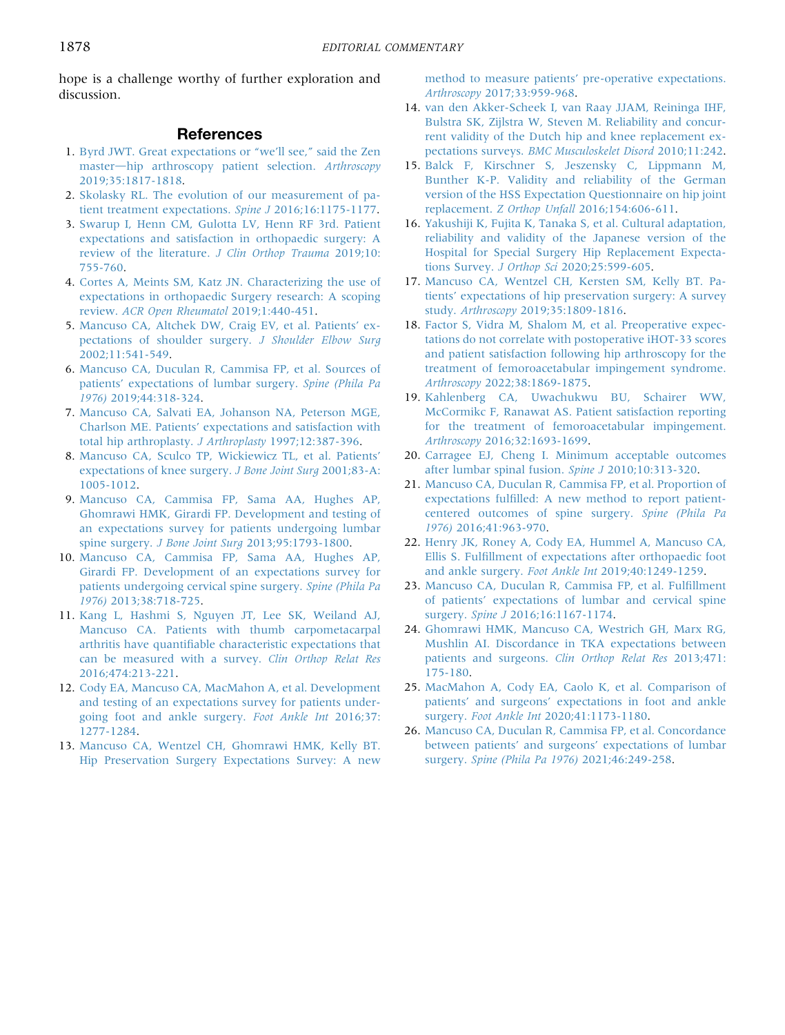hope is a challenge worthy of further exploration and discussion.

## References

1. Byrd JWT. Great expectations or "we'll see," said the Zen master—hip arthroscopy patient selection. *Arthroscopy* 2019;35:1817-1818.
2. Skolasky RL. The evolution of our measurement of patient treatment expectations. *Spine J* 2016;16:1175-1177.
3. Swarup I, Henn CM, Gulotta LV, Henn RF 3rd. Patient expectations and satisfaction in orthopaedic surgery: A review of the literature. *J Clin Orthop Trauma* 2019;10: 755-760.
4. Cortes A, Meints SM, Katz JN. Characterizing the use of expectations in orthopaedic Surgery research: A scoping review. *ACR Open Rheumatol* 2019;1:440-451.
5. Mancuso CA, Altchek DW, Craig EV, et al. Patients' expectations of shoulder surgery. *J Shoulder Elbow Surg* 2002;11:541-549.
6. Mancuso CA, Duculan R, Cammisa FP, et al. Sources of patients' expectations of lumbar surgery. *Spine (Phila Pa 1976)* 2019;44:318-324.
7. Mancuso CA, Salvati EA, Johanson NA, Peterson MGE, Charlson ME. Patients' expectations and satisfaction with total hip arthroplasty. *J Arthroplasty* 1997;12:387-396.
8. Mancuso CA, Sculco TP, Wickiewicz TL, et al. Patients' expectations of knee surgery. *J Bone Joint Surg* 2001;83-A: 1005-1012.
9. Mancuso CA, Cammisa FP, Sama AA, Hughes AP, Ghomrawi HMK, Girardi FP. Development and testing of an expectations survey for patients undergoing lumbar spine surgery. *J Bone Joint Surg* 2013;95:1793-1800.
10. Mancuso CA, Cammisa FP, Sama AA, Hughes AP, Girardi FP. Development of an expectations survey for patients undergoing cervical spine surgery. *Spine (Phila Pa 1976)* 2013;38:718-725.
11. Kang L, Hashmi S, Nguyen JT, Lee SK, Weiland AJ, Mancuso CA. Patients with thumb carpometacarpal arthritis have quantifiable characteristic expectations that can be measured with a survey. *Clin Orthop Relat Res* 2016;474:213-221.
12. Cody EA, Mancuso CA, MacMahon A, et al. Development and testing of an expectations survey for patients undergoing foot and ankle surgery. *Foot Ankle Int* 2016;37: 1277-1284.
13. Mancuso CA, Wentzel CH, Ghomrawi HMK, Kelly BT. Hip Preservation Surgery Expectations Survey: A new method to measure patients' pre-operative expectations. *Arthroscopy* 2017;33:959-968.
14. van den Akker-Scheek I, van Raay JJAM, Reininga IHF, Bulstra SK, Zijlstra W, Steven M. Reliability and concurrent validity of the Dutch hip and knee replacement expectations surveys. *BMC Musculoskelet Disord* 2010;11:242.
15. Balck F, Kirschner S, Jeszensky C, Lippmann M, Bunther K-P. Validity and reliability of the German version of the HSS Expectation Questionnaire on hip joint replacement. *Z Orthop Unfall* 2016;154:606-611.
16. Yakushiji K, Fujita K, Tanaka S, et al. Cultural adaptation, reliability and validity of the Japanese version of the Hospital for Special Surgery Hip Replacement Expectations Survey. *J Orthop Sci* 2020;25:599-605.
17. Mancuso CA, Wentzel CH, Kersten SM, Kelly BT. Patients' expectations of hip preservation surgery: A survey study. *Arthroscopy* 2019;35:1809-1816.
18. Factor S, Vidra M, Shalom M, et al. Preoperative expectations do not correlate with postoperative iHOT-33 scores and patient satisfaction following hip arthroscopy for the treatment of femoroacetabular impingement syndrome. *Arthroscopy* 2022;38:1869-1875.
19. Kahlenberg CA, Uwachukwu BU, Schairer WW, McCormikc F, Ranawat AS. Patient satisfaction reporting for the treatment of femoroacetabular impingement. *Arthroscopy* 2016;32:1693-1699.
20. Carragee EJ, Cheng I. Minimum acceptable outcomes after lumbar spinal fusion. *Spine J* 2010;10:313-320.
21. Mancuso CA, Duculan R, Cammisa FP, et al. Proportion of expectations fulfilled: A new method to report patient-centered outcomes of spine surgery. *Spine (Phila Pa 1976)* 2016;41:963-970.
22. Henry JK, Roney A, Cody EA, Hummel A, Mancuso CA, Ellis S. Fulfillment of expectations after orthopaedic foot and ankle surgery. *Foot Ankle Int* 2019;40:1249-1259.
23. Mancuso CA, Duculan R, Cammisa FP, et al. Fulfillment of patients' expectations of lumbar and cervical spine surgery. *Spine J* 2016;16:1167-1174.
24. Ghomrawi HMK, Mancuso CA, Westrich GH, Marx RG, Mushlin AI. Discordance in TKA expectations between patients and surgeons. *Clin Orthop Relat Res* 2013;471: 175-180.
25. MacMahon A, Cody EA, Caolo K, et al. Comparison of patients' and surgeons' expectations in foot and ankle surgery. *Foot Ankle Int* 2020;41:1173-1180.
26. Mancuso CA, Duculan R, Cammisa FP, et al. Concordance between patients' and surgeons' expectations of lumbar surgery. *Spine (Phila Pa 1976)* 2021;46:249-258.